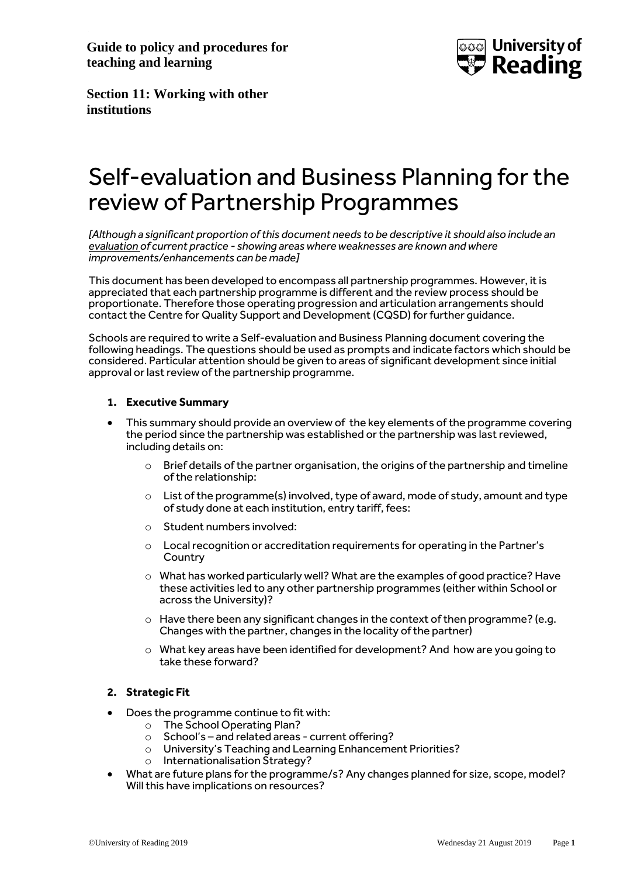**Guide to policy and procedures for teaching and learning**

**Section 11: Working with other institutions**

# Self-evaluation and Business Planning for the review of Partnership Programmes

*[Although a significant proportion of this document needs to be descriptive it should also include an evaluation of current practice - showing areas where weaknesses are known and where improvements/enhancements can be made]*

This document has been developed to encompass all partnership programmes. However, it is appreciated that each partnership programme is different and the review process should be proportionate. Therefore those operating progression and articulation arrangements should contact the Centre for Quality Support and Development (CQSD) for further guidance.

Schools are required to write a Self-evaluation and Business Planning document covering the following headings. The questions should be used as prompts and indicate factors which should be considered. Particular attention should be given to areas of significant development since initial approval or last review of the partnership programme.

## 1. Executive Summary

- This summary should provide an overview of the key elements of the programme covering the period since the partnership was established or the partnership was last reviewed, including details on:
  - Brief details of the partner organisation, the origins of the partnership and timeline of the relationship:
  - List of the programme(s) involved, type of award, mode of study, amount and type of study done at each institution, entry tariff, fees:
  - Student numbers involved:
  - Local recognition or accreditation requirements for operating in the Partner's Country
  - What has worked particularly well? What are the examples of good practice? Have these activities led to any other partnership programmes (either within School or across the University)?
  - Have there been any significant changes in the context of then programme? (e.g. Changes with the partner, changes in the locality of the partner)
  - What key areas have been identified for development? And how are you going to take these forward?

## 2. Strategic Fit

- Does the programme continue to fit with:
  - The School Operating Plan?
  - School's – and related areas - current offering?
  - University's Teaching and Learning Enhancement Priorities?
  - Internationalisation Strategy?
- What are future plans for the programme/s? Any changes planned for size, scope, model? Will this have implications on resources?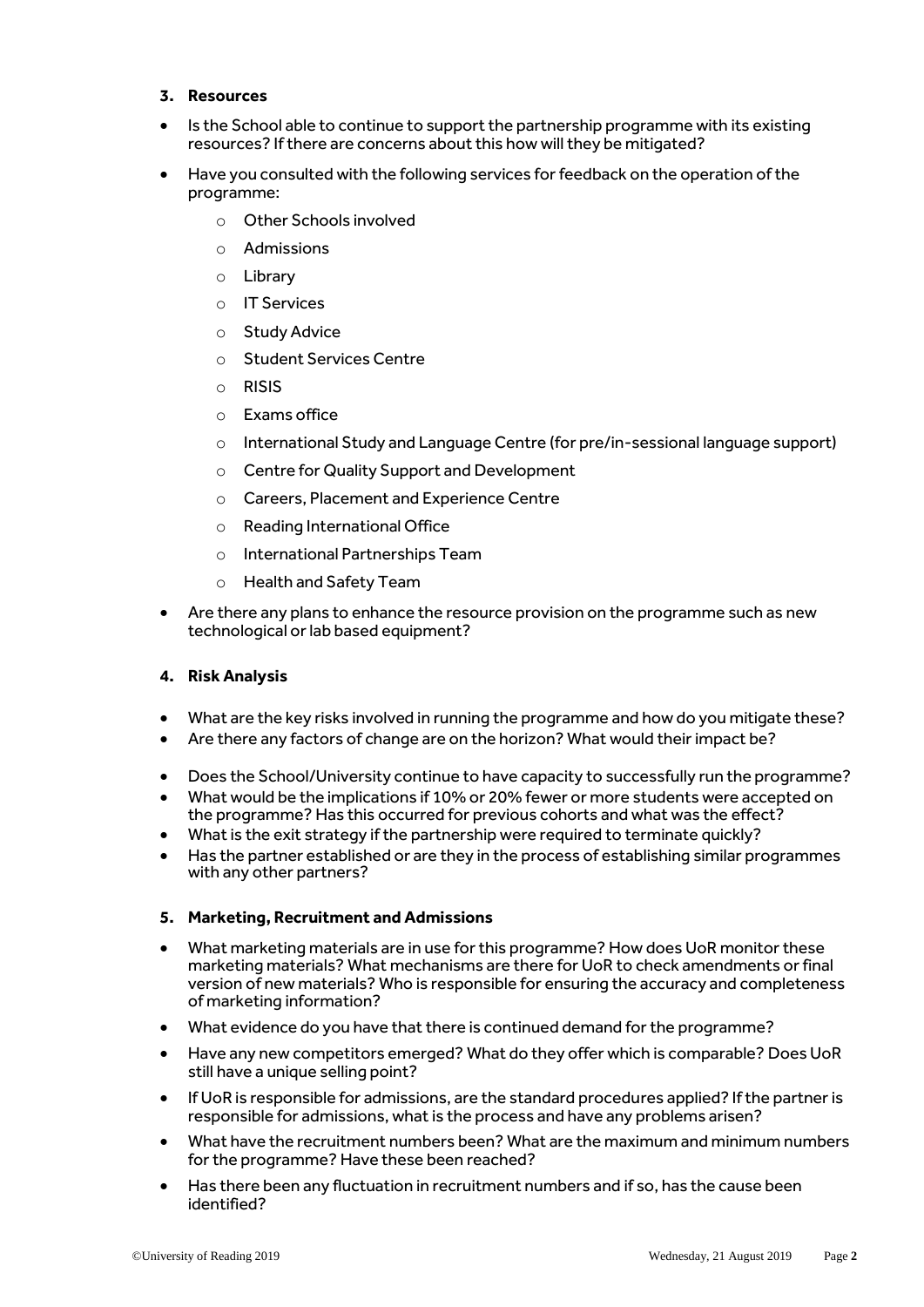### 3. Resources

- Is the School able to continue to support the partnership programme with its existing resources? If there are concerns about this how will they be mitigated?
- Have you consulted with the following services for feedback on the operation of the programme:
  - Other Schools involved
  - Admissions
  - Library
  - IT Services
  - Study Advice
  - Student Services Centre
  - RISIS
  - Exams office
  - International Study and Language Centre (for pre/in-sessional language support)
  - Centre for Quality Support and Development
  - Careers, Placement and Experience Centre
  - Reading International Office
  - International Partnerships Team
  - Health and Safety Team
- Are there any plans to enhance the resource provision on the programme such as new technological or lab based equipment?

### 4. Risk Analysis

- What are the key risks involved in running the programme and how do you mitigate these?
- Are there any factors of change are on the horizon? What would their impact be?
- Does the School/University continue to have capacity to successfully run the programme?
- What would be the implications if 10% or 20% fewer or more students were accepted on the programme? Has this occurred for previous cohorts and what was the effect?
- What is the exit strategy if the partnership were required to terminate quickly?
- Has the partner established or are they in the process of establishing similar programmes with any other partners?

### 5. Marketing, Recruitment and Admissions

- What marketing materials are in use for this programme? How does UoR monitor these marketing materials? What mechanisms are there for UoR to check amendments or final version of new materials? Who is responsible for ensuring the accuracy and completeness of marketing information?
- What evidence do you have that there is continued demand for the programme?
- Have any new competitors emerged? What do they offer which is comparable? Does UoR still have a unique selling point?
- If UoR is responsible for admissions, are the standard procedures applied? If the partner is responsible for admissions, what is the process and have any problems arisen?
- What have the recruitment numbers been? What are the maximum and minimum numbers for the programme? Have these been reached?
- Has there been any fluctuation in recruitment numbers and if so, has the cause been identified?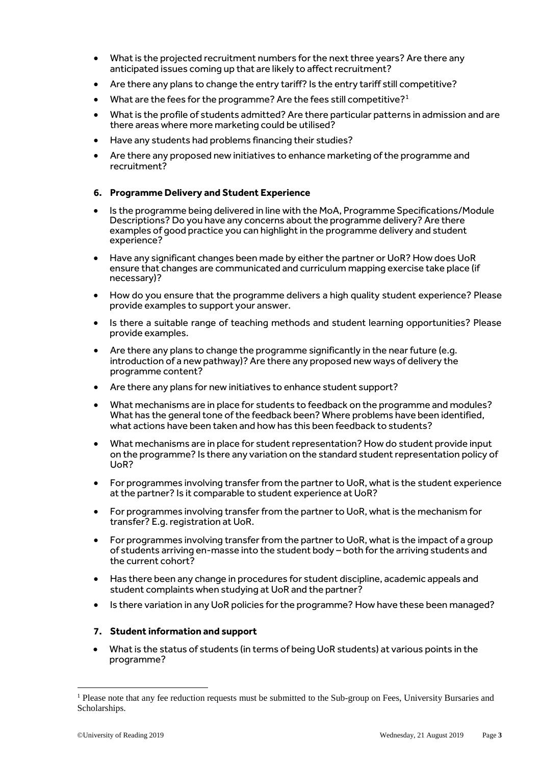- What is the projected recruitment numbers for the next three years? Are there any anticipated issues coming up that are likely to affect recruitment?
- Are there any plans to change the entry tariff? Is the entry tariff still competitive?
- What are the fees for the programme? Are the fees still competitive?[1]
- What is the profile of students admitted? Are there particular patterns in admission and are there areas where more marketing could be utilised?
- Have any students had problems financing their studies?
- Are there any proposed new initiatives to enhance marketing of the programme and recruitment?

### 6. Programme Delivery and Student Experience

- Is the programme being delivered in line with the MoA, Programme Specifications/Module Descriptions? Do you have any concerns about the programme delivery? Are there examples of good practice you can highlight in the programme delivery and student experience?
- Have any significant changes been made by either the partner or UoR? How does UoR ensure that changes are communicated and curriculum mapping exercise take place (if necessary)?
- How do you ensure that the programme delivers a high quality student experience? Please provide examples to support your answer.
- Is there a suitable range of teaching methods and student learning opportunities? Please provide examples.
- Are there any plans to change the programme significantly in the near future (e.g. introduction of a new pathway)? Are there any proposed new ways of delivery the programme content?
- Are there any plans for new initiatives to enhance student support?
- What mechanisms are in place for students to feedback on the programme and modules? What has the general tone of the feedback been? Where problems have been identified, what actions have been taken and how has this been feedback to students?
- What mechanisms are in place for student representation? How do student provide input on the programme? Is there any variation on the standard student representation policy of UoR?
- For programmes involving transfer from the partner to UoR, what is the student experience at the partner? Is it comparable to student experience at UoR?
- For programmes involving transfer from the partner to UoR, what is the mechanism for transfer? E.g. registration at UoR.
- For programmes involving transfer from the partner to UoR, what is the impact of a group of students arriving en-masse into the student body – both for the arriving students and the current cohort?
- Has there been any change in procedures for student discipline, academic appeals and student complaints when studying at UoR and the partner?
- Is there variation in any UoR policies for the programme? How have these been managed?

### 7. Student information and support

- What is the status of students (in terms of being UoR students) at various points in the programme?

[1] Please note that any fee reduction requests must be submitted to the Sub-group on Fees, University Bursaries and Scholarships.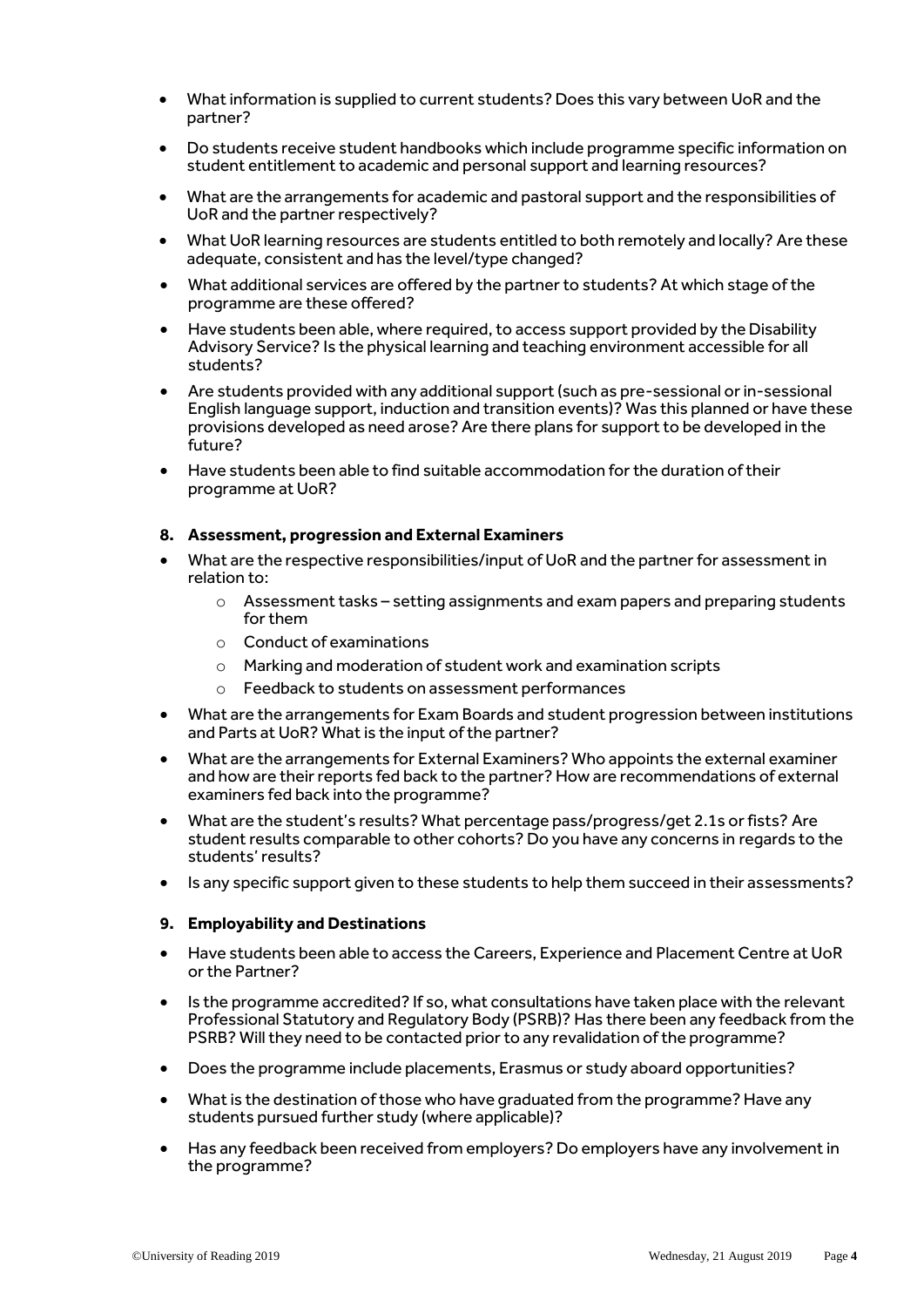- What information is supplied to current students? Does this vary between UoR and the partner?
- Do students receive student handbooks which include programme specific information on student entitlement to academic and personal support and learning resources?
- What are the arrangements for academic and pastoral support and the responsibilities of UoR and the partner respectively?
- What UoR learning resources are students entitled to both remotely and locally? Are these adequate, consistent and has the level/type changed?
- What additional services are offered by the partner to students? At which stage of the programme are these offered?
- Have students been able, where required, to access support provided by the Disability Advisory Service? Is the physical learning and teaching environment accessible for all students?
- Are students provided with any additional support (such as pre-sessional or in-sessional English language support, induction and transition events)? Was this planned or have these provisions developed as need arose? Are there plans for support to be developed in the future?
- Have students been able to find suitable accommodation for the duration of their programme at UoR?

**8. Assessment, progression and External Examiners**

- What are the respective responsibilities/input of UoR and the partner for assessment in relation to:
    - Assessment tasks – setting assignments and exam papers and preparing students for them
    - Conduct of examinations
    - Marking and moderation of student work and examination scripts
    - Feedback to students on assessment performances
- What are the arrangements for Exam Boards and student progression between institutions and Parts at UoR? What is the input of the partner?
- What are the arrangements for External Examiners? Who appoints the external examiner and how are their reports fed back to the partner? How are recommendations of external examiners fed back into the programme?
- What are the student's results? What percentage pass/progress/get 2.1s or fists? Are student results comparable to other cohorts? Do you have any concerns in regards to the students' results?
- Is any specific support given to these students to help them succeed in their assessments?

**9. Employability and Destinations**

- Have students been able to access the Careers, Experience and Placement Centre at UoR or the Partner?
- Is the programme accredited? If so, what consultations have taken place with the relevant Professional Statutory and Regulatory Body (PSRB)? Has there been any feedback from the PSRB? Will they need to be contacted prior to any revalidation of the programme?
- Does the programme include placements, Erasmus or study aboard opportunities?
- What is the destination of those who have graduated from the programme? Have any students pursued further study (where applicable)?
- Has any feedback been received from employers? Do employers have any involvement in the programme?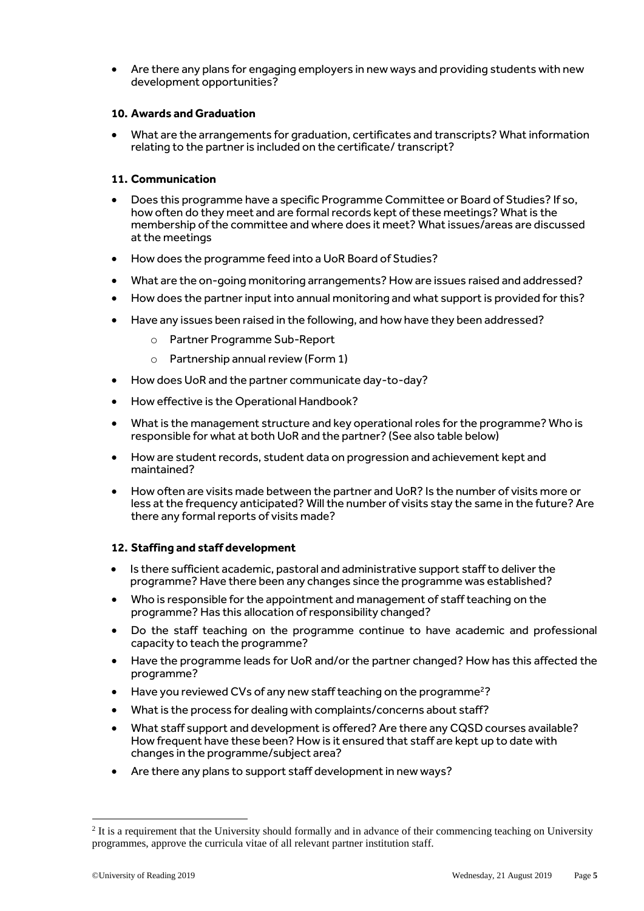- Are there any plans for engaging employers in new ways and providing students with new development opportunities?

### 10. Awards and Graduation

- What are the arrangements for graduation, certificates and transcripts? What information relating to the partner is included on the certificate/ transcript?

### 11. Communication

- Does this programme have a specific Programme Committee or Board of Studies? If so, how often do they meet and are formal records kept of these meetings? What is the membership of the committee and where does it meet? What issues/areas are discussed at the meetings
- How does the programme feed into a UoR Board of Studies?
- What are the on-going monitoring arrangements? How are issues raised and addressed?
- How does the partner input into annual monitoring and what support is provided for this?
- Have any issues been raised in the following, and how have they been addressed?
  - Partner Programme Sub-Report
  - Partnership annual review (Form 1)
- How does UoR and the partner communicate day-to-day?
- How effective is the Operational Handbook?
- What is the management structure and key operational roles for the programme? Who is responsible for what at both UoR and the partner? (See also table below)
- How are student records, student data on progression and achievement kept and maintained?
- How often are visits made between the partner and UoR? Is the number of visits more or less at the frequency anticipated? Will the number of visits stay the same in the future? Are there any formal reports of visits made?

### 12. Staffing and staff development

- Is there sufficient academic, pastoral and administrative support staff to deliver the programme? Have there been any changes since the programme was established?
- Who is responsible for the appointment and management of staff teaching on the programme? Has this allocation of responsibility changed?
- Do the staff teaching on the programme continue to have academic and professional capacity to teach the programme?
- Have the programme leads for UoR and/or the partner changed? How has this affected the programme?
- Have you reviewed CVs of any new staff teaching on the programme[2]?
- What is the process for dealing with complaints/concerns about staff?
- What staff support and development is offered? Are there any CQSD courses available? How frequent have these been? How is it ensured that staff are kept up to date with changes in the programme/subject area?
- Are there any plans to support staff development in new ways?

[2] It is a requirement that the University should formally and in advance of their commencing teaching on University programmes, approve the curricula vitae of all relevant partner institution staff.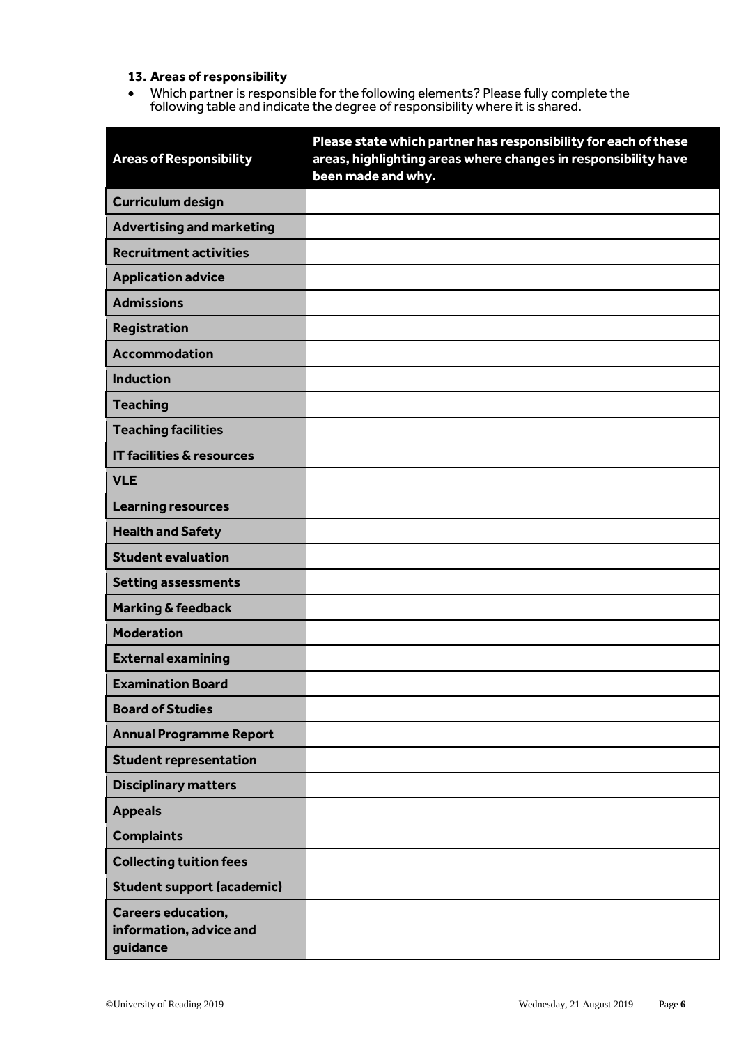**13. Areas of responsibility**

- Which partner is responsible for the following elements? Please fully complete the following table and indicate the degree of responsibility where it is shared.

| Areas of Responsibility | Please state which partner has responsibility for each of these areas, highlighting areas where changes in responsibility have been made and why. |
|---|---|
| **Curriculum design** | |
| **Advertising and marketing** | |
| **Recruitment activities** | |
| **Application advice** | |
| **Admissions** | |
| **Registration** | |
| **Accommodation** | |
| **Induction** | |
| **Teaching** | |
| **Teaching facilities** | |
| **IT facilities & resources** | |
| **VLE** | |
| **Learning resources** | |
| **Health and Safety** | |
| **Student evaluation** | |
| **Setting assessments** | |
| **Marking & feedback** | |
| **Moderation** | |
| **External examining** | |
| **Examination Board** | |
| **Board of Studies** | |
| **Annual Programme Report** | |
| **Student representation** | |
| **Disciplinary matters** | |
| **Appeals** | |
| **Complaints** | |
| **Collecting tuition fees** | |
| **Student support (academic)** | |
| **Careers education, information, advice and guidance** | |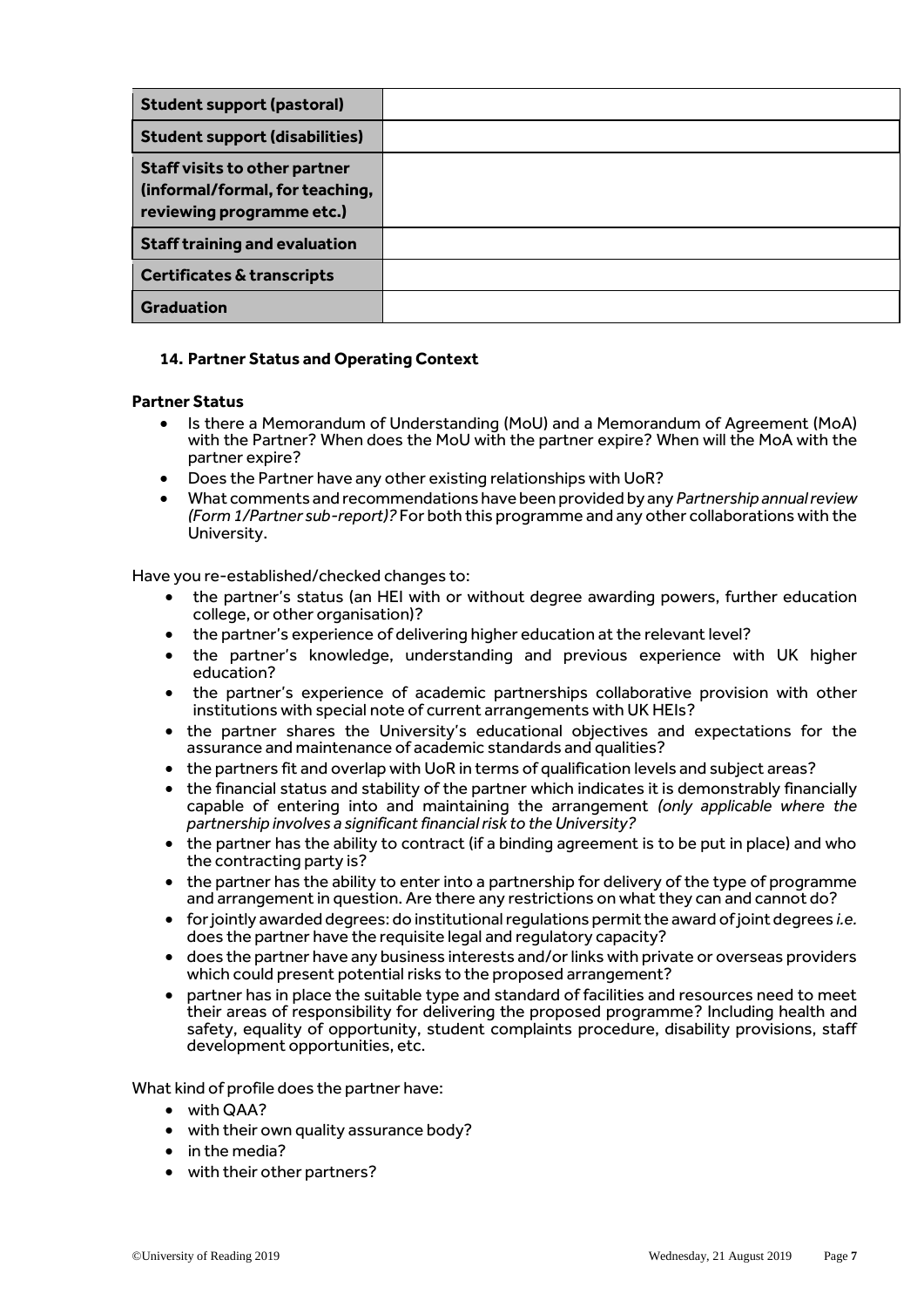| **Student support (pastoral)** | |
|---|---|
| **Student support (disabilities)** | |
| **Staff visits to other partner (informal/formal, for teaching, reviewing programme etc.)** | |
| **Staff training and evaluation** | |
| **Certificates & transcripts** | |
| **Graduation** | |

### 14. Partner Status and Operating Context

**Partner Status**

- Is there a Memorandum of Understanding (MoU) and a Memorandum of Agreement (MoA) with the Partner? When does the MoU with the partner expire? When will the MoA with the partner expire?
- Does the Partner have any other existing relationships with UoR?
- What comments and recommendations have been provided by any *Partnership annual review (Form 1/Partner sub-report)?* For both this programme and any other collaborations with the University.

Have you re-established/checked changes to:

- the partner's status (an HEI with or without degree awarding powers, further education college, or other organisation)?
- the partner's experience of delivering higher education at the relevant level?
- the partner's knowledge, understanding and previous experience with UK higher education?
- the partner's experience of academic partnerships collaborative provision with other institutions with special note of current arrangements with UK HEIs?
- the partner shares the University's educational objectives and expectations for the assurance and maintenance of academic standards and qualities?
- the partners fit and overlap with UoR in terms of qualification levels and subject areas?
- the financial status and stability of the partner which indicates it is demonstrably financially capable of entering into and maintaining the arrangement *(only applicable where the partnership involves a significant financial risk to the University?*
- the partner has the ability to contract (if a binding agreement is to be put in place) and who the contracting party is?
- the partner has the ability to enter into a partnership for delivery of the type of programme and arrangement in question. Are there any restrictions on what they can and cannot do?
- for jointly awarded degrees: do institutional regulations permit the award of joint degrees *i.e.* does the partner have the requisite legal and regulatory capacity?
- does the partner have any business interests and/or links with private or overseas providers which could present potential risks to the proposed arrangement?
- partner has in place the suitable type and standard of facilities and resources need to meet their areas of responsibility for delivering the proposed programme? Including health and safety, equality of opportunity, student complaints procedure, disability provisions, staff development opportunities, etc.

What kind of profile does the partner have:

- with QAA?
- with their own quality assurance body?
- in the media?
- with their other partners?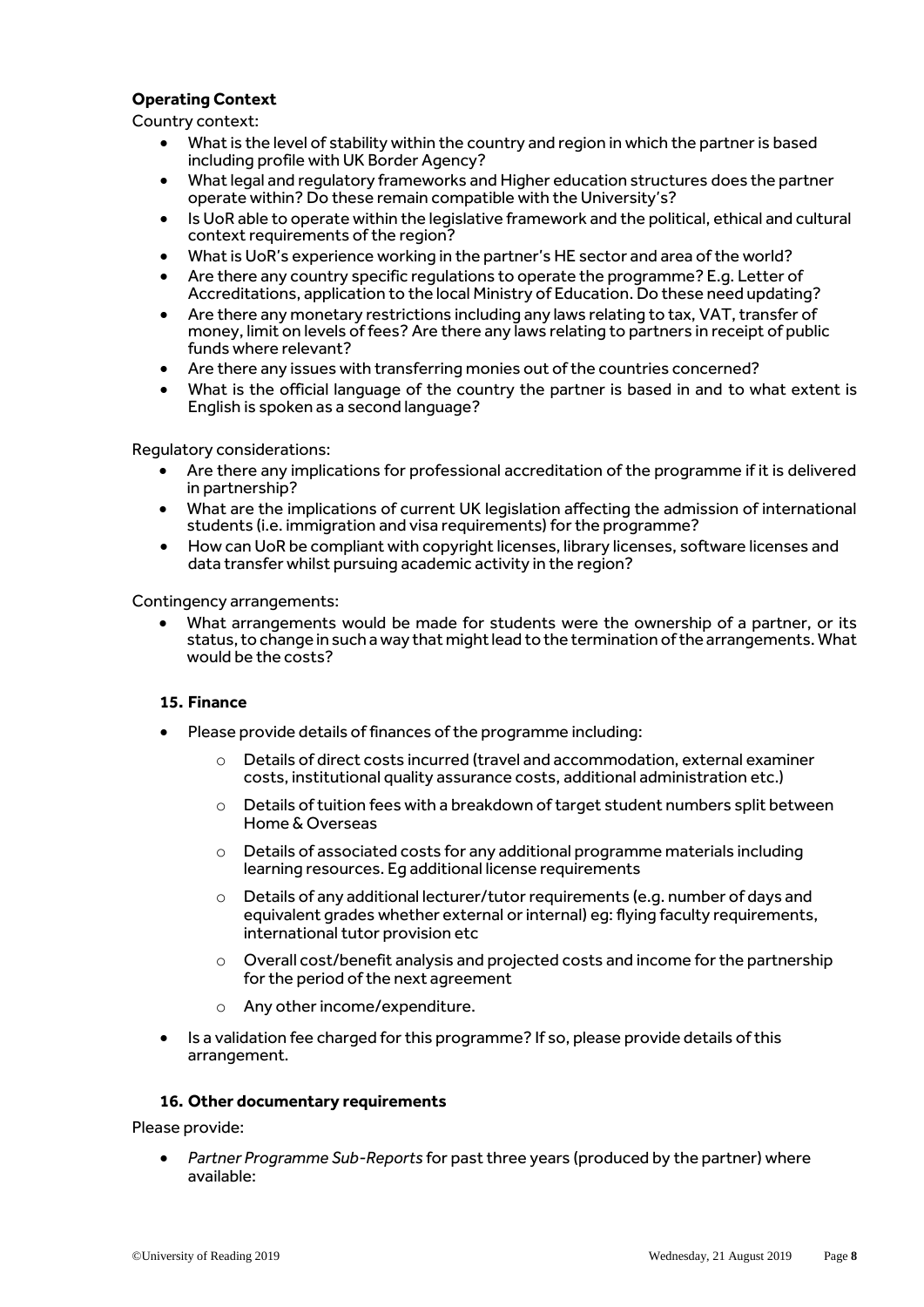**Operating Context**

Country context:

- What is the level of stability within the country and region in which the partner is based including profile with UK Border Agency?
- What legal and regulatory frameworks and Higher education structures does the partner operate within? Do these remain compatible with the University's?
- Is UoR able to operate within the legislative framework and the political, ethical and cultural context requirements of the region?
- What is UoR's experience working in the partner's HE sector and area of the world?
- Are there any country specific regulations to operate the programme? E.g. Letter of Accreditations, application to the local Ministry of Education. Do these need updating?
- Are there any monetary restrictions including any laws relating to tax, VAT, transfer of money, limit on levels of fees? Are there any laws relating to partners in receipt of public funds where relevant?
- Are there any issues with transferring monies out of the countries concerned?
- What is the official language of the country the partner is based in and to what extent is English is spoken as a second language?

Regulatory considerations:

- Are there any implications for professional accreditation of the programme if it is delivered in partnership?
- What are the implications of current UK legislation affecting the admission of international students (i.e. immigration and visa requirements) for the programme?
- How can UoR be compliant with copyright licenses, library licenses, software licenses and data transfer whilst pursuing academic activity in the region?

Contingency arrangements:

- What arrangements would be made for students were the ownership of a partner, or its status, to change in such a way that might lead to the termination of the arrangements. What would be the costs?

### 15. Finance

- Please provide details of finances of the programme including:
  - Details of direct costs incurred (travel and accommodation, external examiner costs, institutional quality assurance costs, additional administration etc.)
  - Details of tuition fees with a breakdown of target student numbers split between Home & Overseas
  - Details of associated costs for any additional programme materials including learning resources. Eg additional license requirements
  - Details of any additional lecturer/tutor requirements (e.g. number of days and equivalent grades whether external or internal) eg: flying faculty requirements, international tutor provision etc
  - Overall cost/benefit analysis and projected costs and income for the partnership for the period of the next agreement
  - Any other income/expenditure.
- Is a validation fee charged for this programme? If so, please provide details of this arrangement.

### 16. Other documentary requirements

Please provide:

- *Partner Programme Sub-Reports* for past three years (produced by the partner) where available: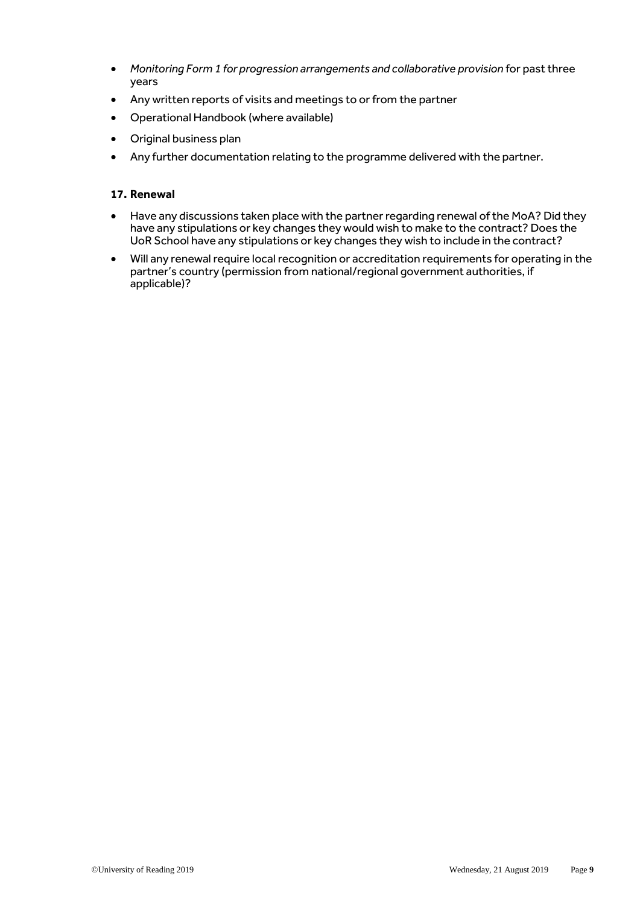- *Monitoring Form 1 for progression arrangements and collaborative provision* for past three years
- Any written reports of visits and meetings to or from the partner
- Operational Handbook (where available)
- Original business plan
- Any further documentation relating to the programme delivered with the partner.

**17. Renewal**

- Have any discussions taken place with the partner regarding renewal of the MoA? Did they have any stipulations or key changes they would wish to make to the contract? Does the UoR School have any stipulations or key changes they wish to include in the contract?
- Will any renewal require local recognition or accreditation requirements for operating in the partner's country (permission from national/regional government authorities, if applicable)?